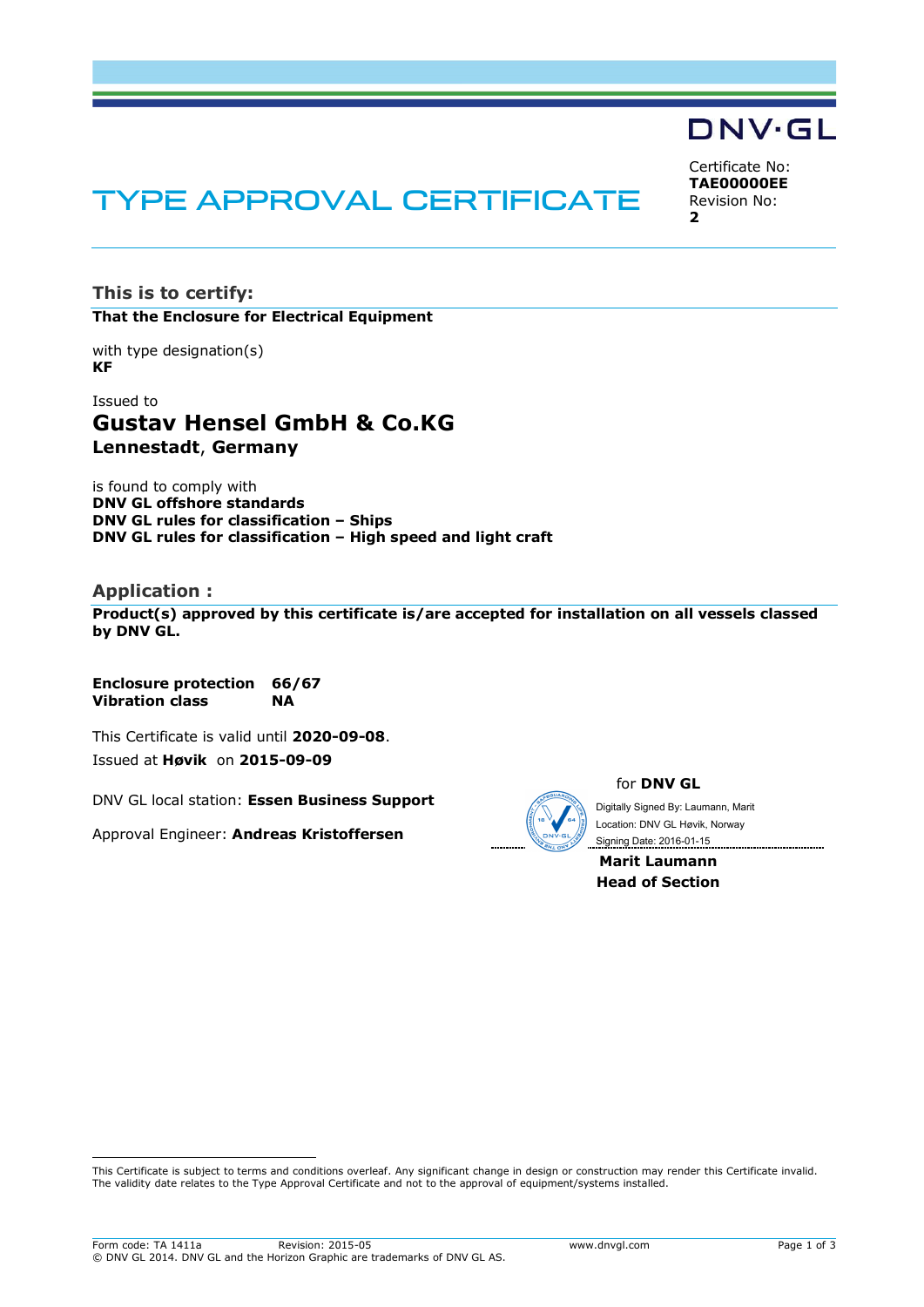DNV·GL

# TYPE APPROVAL CERTIFICATE

Certificate No:
**TAE00000EE**
Revision No:
**2**

## This is to certify:

**That the Enclosure for Electrical Equipment**

with type designation(s)
**KF**

Issued to
### Gustav Hensel GmbH & Co.KG
**Lennestadt, Germany**

is found to comply with
**DNV GL offshore standards**
**DNV GL rules for classification – Ships**
**DNV GL rules for classification – High speed and light craft**

## Application :

**Product(s) approved by this certificate is/are accepted for installation on all vessels classed by DNV GL.**

| | |
|---|---|
| **Enclosure protection** | **66/67** |
| **Vibration class** | **NA** |

This Certificate is valid until **2020-09-08**.
Issued at **Høvik** on **2015-09-09**

DNV GL local station: **Essen Business Support**

Approval Engineer: **Andreas Kristoffersen**

for **DNV GL**

Digitally Signed By: Laumann, Marit
Location: DNV GL Høvik, Norway
Signing Date: 2016-01-15

**Marit Laumann**
**Head of Section**

This Certificate is subject to terms and conditions overleaf. Any significant change in design or construction may render this Certificate invalid. The validity date relates to the Type Approval Certificate and not to the approval of equipment/systems installed.

Form code: TA 1411a Revision: 2015-05 www.dnvgl.com
© DNV GL 2014. DNV GL and the Horizon Graphic are trademarks of DNV GL AS.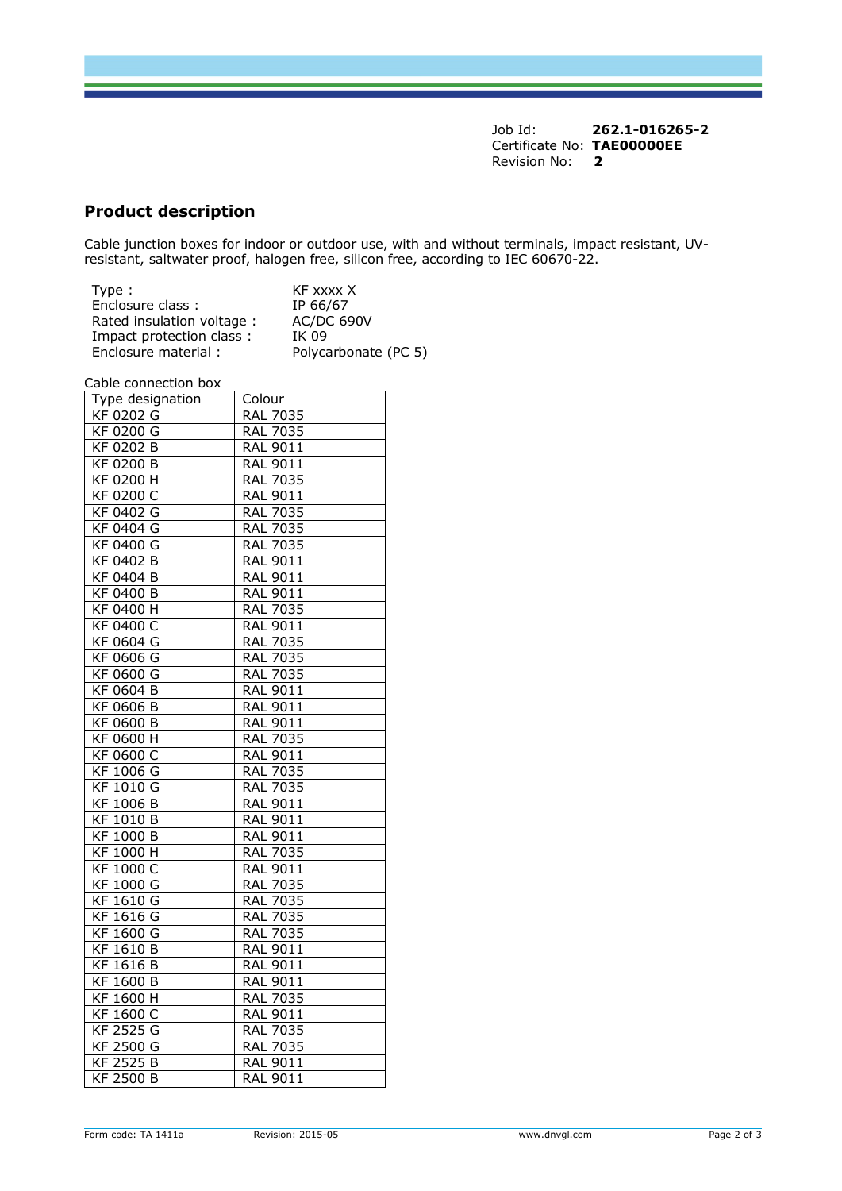Job Id: **262.1-016265-2**
Certificate No: **TAE00000EE**
Revision No: **2**

## Product description

Cable junction boxes for indoor or outdoor use, with and without terminals, impact resistant, UV-resistant, saltwater proof, halogen free, silicon free, according to IEC 60670-22.

| | |
|---|---|
| Type : | KF xxxx X |
| Enclosure class : | IP 66/67 |
| Rated insulation voltage : | AC/DC 690V |
| Impact protection class : | IK 09 |
| Enclosure material : | Polycarbonate (PC 5) |

Cable connection box

| Type designation | Colour |
|---|---|
| KF 0202 G | RAL 7035 |
| KF 0200 G | RAL 7035 |
| KF 0202 B | RAL 9011 |
| KF 0200 B | RAL 9011 |
| KF 0200 H | RAL 7035 |
| KF 0200 C | RAL 9011 |
| KF 0402 G | RAL 7035 |
| KF 0404 G | RAL 7035 |
| KF 0400 G | RAL 7035 |
| KF 0402 B | RAL 9011 |
| KF 0404 B | RAL 9011 |
| KF 0400 B | RAL 9011 |
| KF 0400 H | RAL 7035 |
| KF 0400 C | RAL 9011 |
| KF 0604 G | RAL 7035 |
| KF 0606 G | RAL 7035 |
| KF 0600 G | RAL 7035 |
| KF 0604 B | RAL 9011 |
| KF 0606 B | RAL 9011 |
| KF 0600 B | RAL 9011 |
| KF 0600 H | RAL 7035 |
| KF 0600 C | RAL 9011 |
| KF 1006 G | RAL 7035 |
| KF 1010 G | RAL 7035 |
| KF 1006 B | RAL 9011 |
| KF 1010 B | RAL 9011 |
| KF 1000 B | RAL 9011 |
| KF 1000 H | RAL 7035 |
| KF 1000 C | RAL 9011 |
| KF 1000 G | RAL 7035 |
| KF 1610 G | RAL 7035 |
| KF 1616 G | RAL 7035 |
| KF 1600 G | RAL 7035 |
| KF 1610 B | RAL 9011 |
| KF 1616 B | RAL 9011 |
| KF 1600 B | RAL 9011 |
| KF 1600 H | RAL 7035 |
| KF 1600 C | RAL 9011 |
| KF 2525 G | RAL 7035 |
| KF 2500 G | RAL 7035 |
| KF 2525 B | RAL 9011 |
| KF 2500 B | RAL 9011 |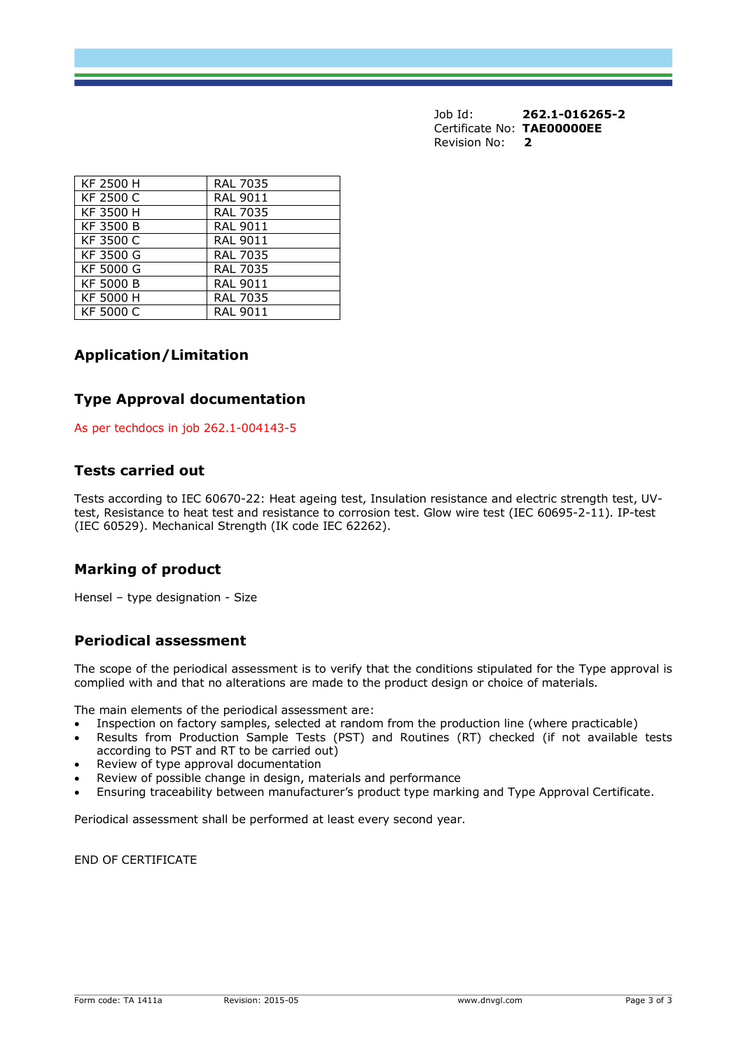Job Id: **262.1-016265-2**
Certificate No: **TAE00000EE**
Revision No: **2**

| | |
|---|---|
| KF 2500 H | RAL 7035 |
| KF 2500 C | RAL 9011 |
| KF 3500 H | RAL 7035 |
| KF 3500 B | RAL 9011 |
| KF 3500 C | RAL 9011 |
| KF 3500 G | RAL 7035 |
| KF 5000 G | RAL 7035 |
| KF 5000 B | RAL 9011 |
| KF 5000 H | RAL 7035 |
| KF 5000 C | RAL 9011 |

## Application/Limitation

## Type Approval documentation

As per techdocs in job 262.1-004143-5

## Tests carried out

Tests according to IEC 60670-22: Heat ageing test, Insulation resistance and electric strength test, UV-test, Resistance to heat test and resistance to corrosion test. Glow wire test (IEC 60695-2-11). IP-test (IEC 60529). Mechanical Strength (IK code IEC 62262).

## Marking of product

Hensel – type designation - Size

## Periodical assessment

The scope of the periodical assessment is to verify that the conditions stipulated for the Type approval is complied with and that no alterations are made to the product design or choice of materials.

The main elements of the periodical assessment are:

- Inspection on factory samples, selected at random from the production line (where practicable)
- Results from Production Sample Tests (PST) and Routines (RT) checked (if not available tests according to PST and RT to be carried out)
- Review of type approval documentation
- Review of possible change in design, materials and performance
- Ensuring traceability between manufacturer's product type marking and Type Approval Certificate.

Periodical assessment shall be performed at least every second year.

END OF CERTIFICATE